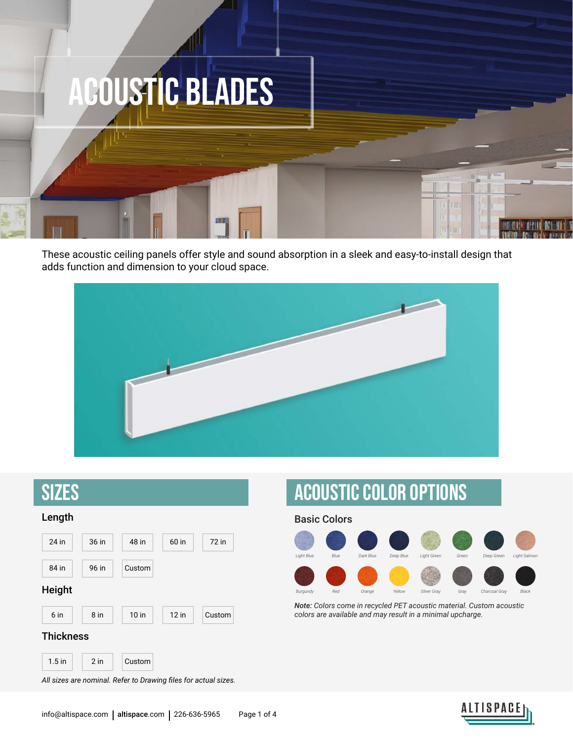# ACOUSTIC BLADES

These acoustic ceiling panels offer style and sound absorption in a sleek and easy-to-install design that adds function and dimension to your cloud space.

## SIZES

### Length

24 in | 36 in | 48 in | 60 in | 72 in | 84 in | 96 in | Custom

### Height

6 in | 8 in | 10 in | 12 in | Custom

### Thickness

1.5 in | 2 in | Custom

*All sizes are nominal. Refer to Drawing files for actual sizes.*

## ACOUSTIC COLOR OPTIONS

### Basic Colors

Light Blue, Blue, Dark Blue, Deep Blue, Light Green, Green, Deep Green, Light Salmon, Burgundy, Red, Orange, Yellow, Silver Gray, Gray, Charcoal Gray, Black

***Note:*** *Colors come in recycled PET acoustic material. Custom acoustic colors are available and may result in a minimal upcharge.*

info@altispace.com | **altispace**.com | 226-636-5965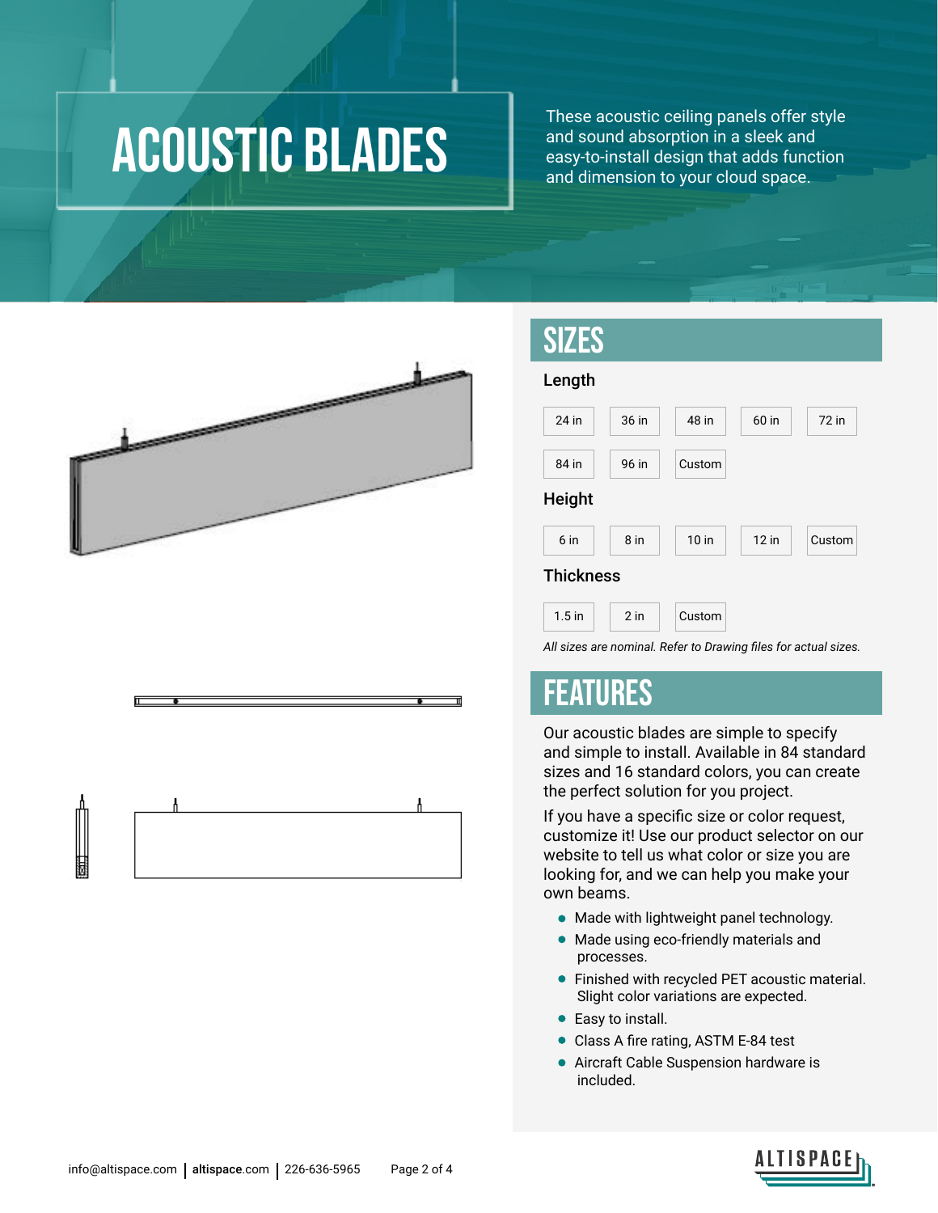# ACOUSTIC BLADES

These acoustic ceiling panels offer style and sound absorption in a sleek and easy-to-install design that adds function and dimension to your cloud space.

## SIZES

### Length

24 in | 36 in | 48 in | 60 in | 72 in | 84 in | 96 in | Custom

### Height

6 in | 8 in | 10 in | 12 in | Custom

### Thickness

1.5 in | 2 in | Custom

*All sizes are nominal. Refer to Drawing files for actual sizes.*

## FEATURES

Our acoustic blades are simple to specify and simple to install. Available in 84 standard sizes and 16 standard colors, you can create the perfect solution for you project.

If you have a specific size or color request, customize it! Use our product selector on our website to tell us what color or size you are looking for, and we can help you make your own beams.

- Made with lightweight panel technology.
- Made using eco-friendly materials and processes.
- Finished with recycled PET acoustic material. Slight color variations are expected.
- Easy to install.
- Class A fire rating, ASTM E-84 test
- Aircraft Cable Suspension hardware is included.

info@altispace.com | altispace.com | 226-636-5965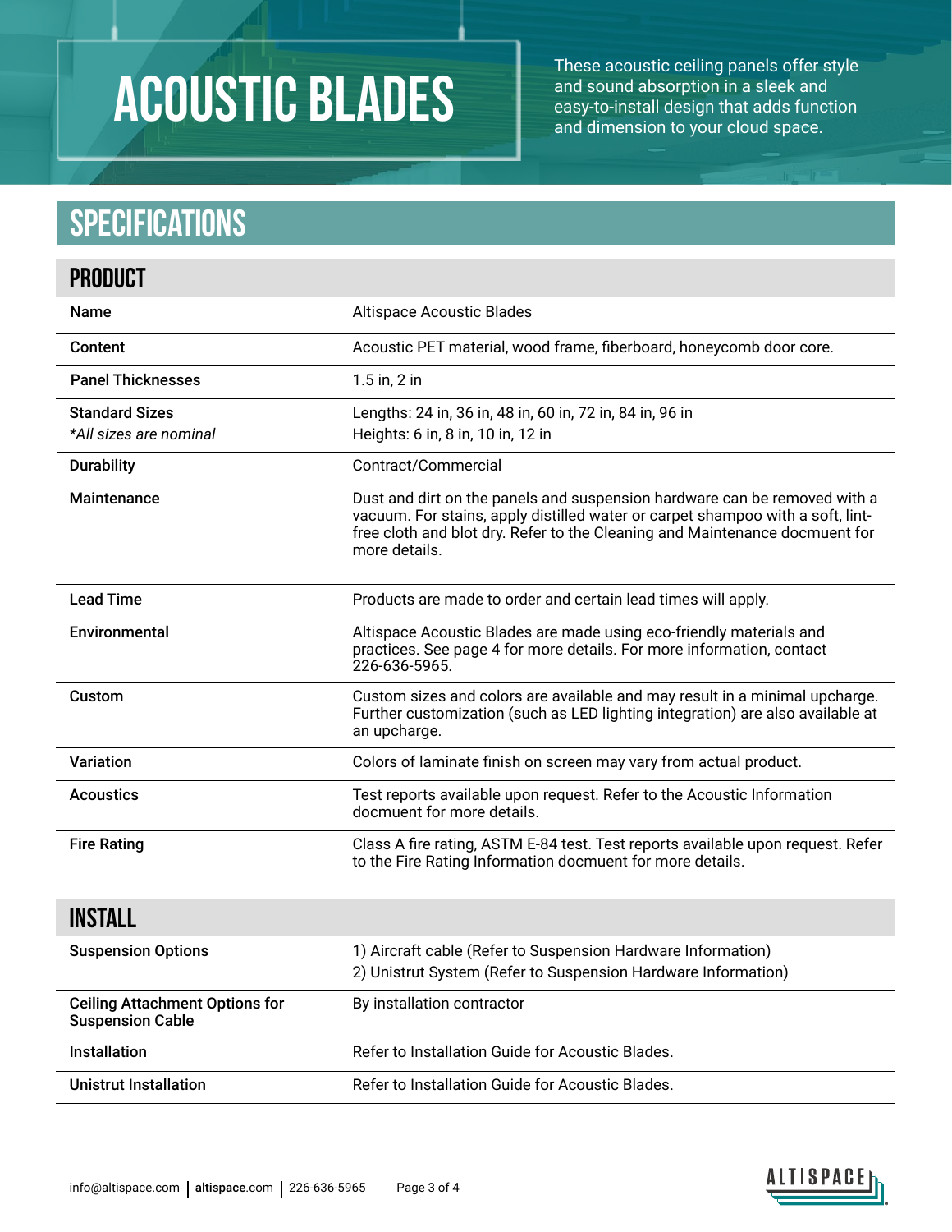# ACOUSTIC BLADES

These acoustic ceiling panels offer style and sound absorption in a sleek and easy-to-install design that adds function and dimension to your cloud space.

## SPECIFICATIONS

### PRODUCT

| | |
|---|---|
| **Name** | Altispace Acoustic Blades |
| **Content** | Acoustic PET material, wood frame, fiberboard, honeycomb door core. |
| **Panel Thicknesses** | 1.5 in, 2 in |
| **Standard Sizes** *\*All sizes are nominal* | Lengths: 24 in, 36 in, 48 in, 60 in, 72 in, 84 in, 96 in<br>Heights: 6 in, 8 in, 10 in, 12 in |
| **Durability** | Contract/Commercial |
| **Maintenance** | Dust and dirt on the panels and suspension hardware can be removed with a vacuum. For stains, apply distilled water or carpet shampoo with a soft, lint-free cloth and blot dry. Refer to the Cleaning and Maintenance docmuent for more details. |
| **Lead Time** | Products are made to order and certain lead times will apply. |
| **Environmental** | Altispace Acoustic Blades are made using eco-friendly materials and practices. See page 4 for more details. For more information, contact 226-636-5965. |
| **Custom** | Custom sizes and colors are available and may result in a minimal upcharge. Further customization (such as LED lighting integration) are also available at an upcharge. |
| **Variation** | Colors of laminate finish on screen may vary from actual product. |
| **Acoustics** | Test reports available upon request. Refer to the Acoustic Information docmuent for more details. |
| **Fire Rating** | Class A fire rating, ASTM E-84 test. Test reports available upon request. Refer to the Fire Rating Information docmuent for more details. |

### INSTALL

| | |
|---|---|
| **Suspension Options** | 1) Aircraft cable (Refer to Suspension Hardware Information)<br>2) Unistrut System (Refer to Suspension Hardware Information) |
| **Ceiling Attachment Options for Suspension Cable** | By installation contractor |
| **Installation** | Refer to Installation Guide for Acoustic Blades. |
| **Unistrut Installation** | Refer to Installation Guide for Acoustic Blades. |

info@altispace.com | **altispace**.com | 226-636-5965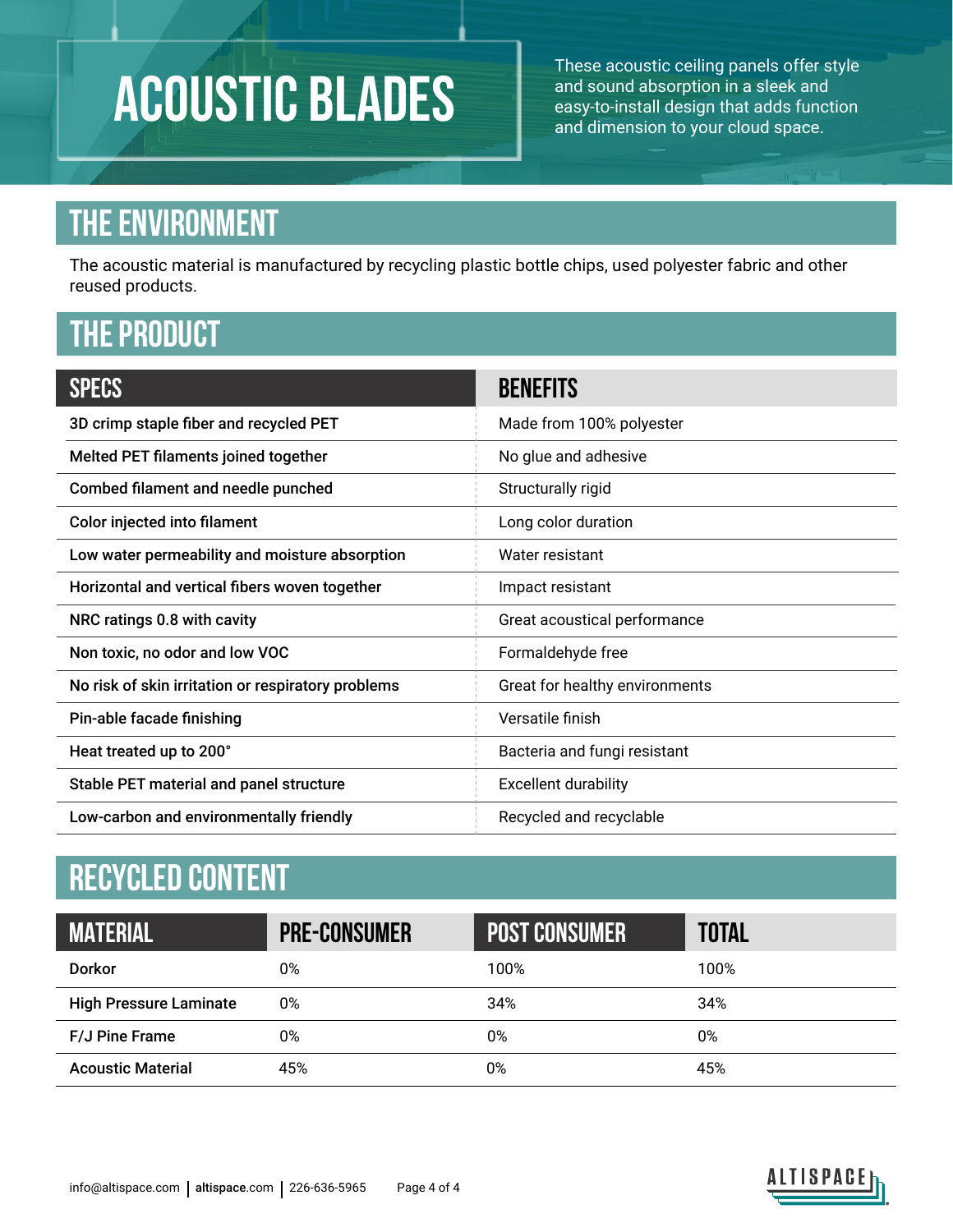# ACOUSTIC BLADES

These acoustic ceiling panels offer style and sound absorption in a sleek and easy-to-install design that adds function and dimension to your cloud space.

## THE ENVIRONMENT

The acoustic material is manufactured by recycling plastic bottle chips, used polyester fabric and other reused products.

## THE PRODUCT

| SPECS | BENEFITS |
|---|---|
| 3D crimp staple fiber and recycled PET | Made from 100% polyester |
| Melted PET filaments joined together | No glue and adhesive |
| Combed filament and needle punched | Structurally rigid |
| Color injected into filament | Long color duration |
| Low water permeability and moisture absorption | Water resistant |
| Horizontal and vertical fibers woven together | Impact resistant |
| NRC ratings 0.8 with cavity | Great acoustical performance |
| Non toxic, no odor and low VOC | Formaldehyde free |
| No risk of skin irritation or respiratory problems | Great for healthy environments |
| Pin-able facade finishing | Versatile finish |
| Heat treated up to 200° | Bacteria and fungi resistant |
| Stable PET material and panel structure | Excellent durability |
| Low-carbon and environmentally friendly | Recycled and recyclable |

## RECYCLED CONTENT

| MATERIAL | PRE-CONSUMER | POST CONSUMER | TOTAL |
|---|---|---|---|
| Dorkor | 0% | 100% | 100% |
| High Pressure Laminate | 0% | 34% | 34% |
| F/J Pine Frame | 0% | 0% | 0% |
| Acoustic Material | 45% | 0% | 45% |

info@altispace.com | altispace.com | 226-636-5965